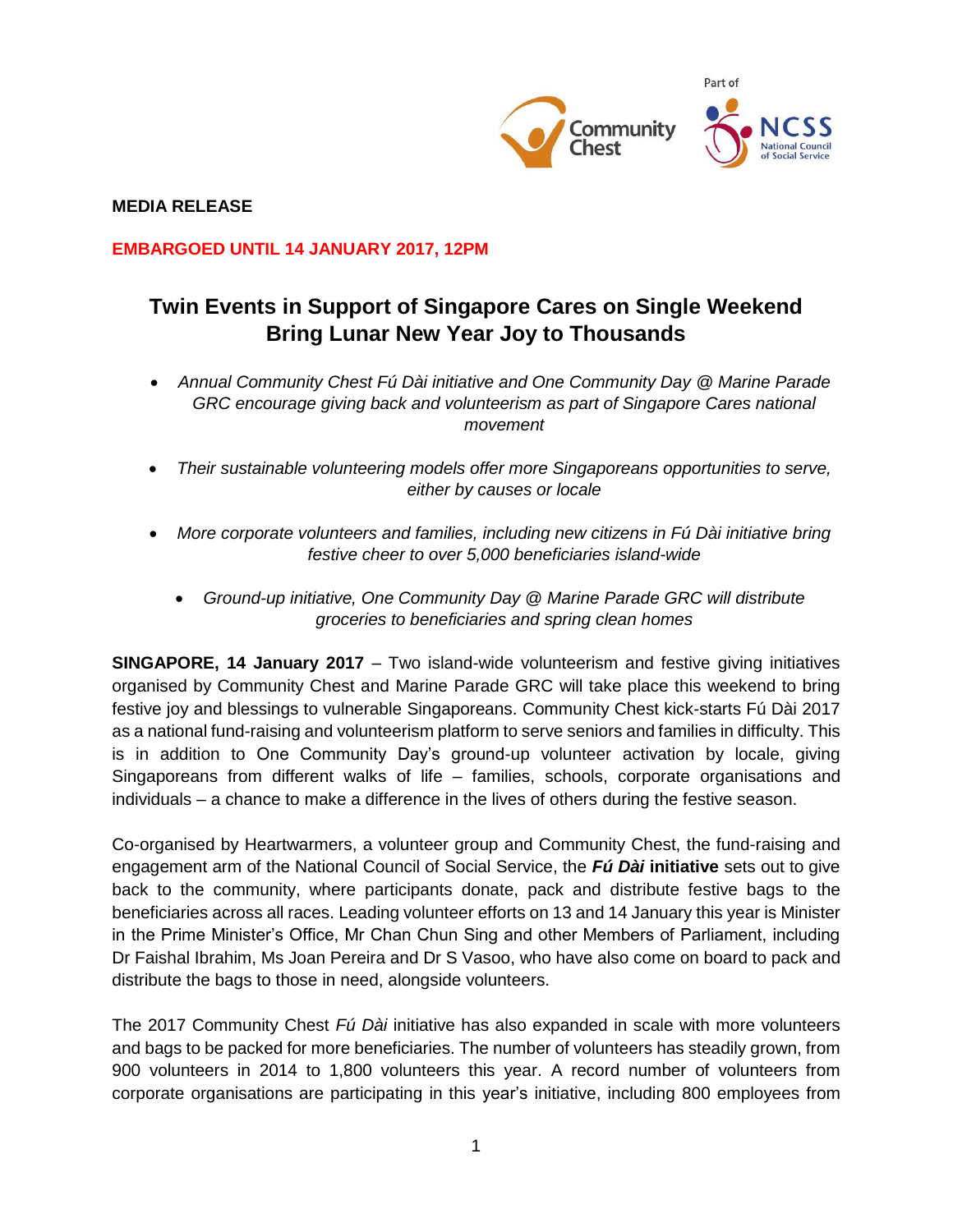**MEDIA RELEASE**

**EMBARGOED UNTIL 14 JANUARY 2017, 12PM**

# Twin Events in Support of Singapore Cares on Single Weekend Bring Lunar New Year Joy to Thousands

- *Annual Community Chest Fú Dài initiative and One Community Day @ Marine Parade GRC encourage giving back and volunteerism as part of Singapore Cares national movement*
- *Their sustainable volunteering models offer more Singaporeans opportunities to serve, either by causes or locale*
- *More corporate volunteers and families, including new citizens in Fú Dài initiative bring festive cheer to over 5,000 beneficiaries island-wide*
  - *Ground-up initiative, One Community Day @ Marine Parade GRC will distribute groceries to beneficiaries and spring clean homes*

**SINGAPORE, 14 January 2017** – Two island-wide volunteerism and festive giving initiatives organised by Community Chest and Marine Parade GRC will take place this weekend to bring festive joy and blessings to vulnerable Singaporeans. Community Chest kick-starts Fú Dài 2017 as a national fund-raising and volunteerism platform to serve seniors and families in difficulty. This is in addition to One Community Day's ground-up volunteer activation by locale, giving Singaporeans from different walks of life – families, schools, corporate organisations and individuals – a chance to make a difference in the lives of others during the festive season.

Co-organised by Heartwarmers, a volunteer group and Community Chest, the fund-raising and engagement arm of the National Council of Social Service, the ***Fú Dài* initiative** sets out to give back to the community, where participants donate, pack and distribute festive bags to the beneficiaries across all races. Leading volunteer efforts on 13 and 14 January this year is Minister in the Prime Minister's Office, Mr Chan Chun Sing and other Members of Parliament, including Dr Faishal Ibrahim, Ms Joan Pereira and Dr S Vasoo, who have also come on board to pack and distribute the bags to those in need, alongside volunteers.

The 2017 Community Chest *Fú Dài* initiative has also expanded in scale with more volunteers and bags to be packed for more beneficiaries. The number of volunteers has steadily grown, from 900 volunteers in 2014 to 1,800 volunteers this year. A record number of volunteers from corporate organisations are participating in this year's initiative, including 800 employees from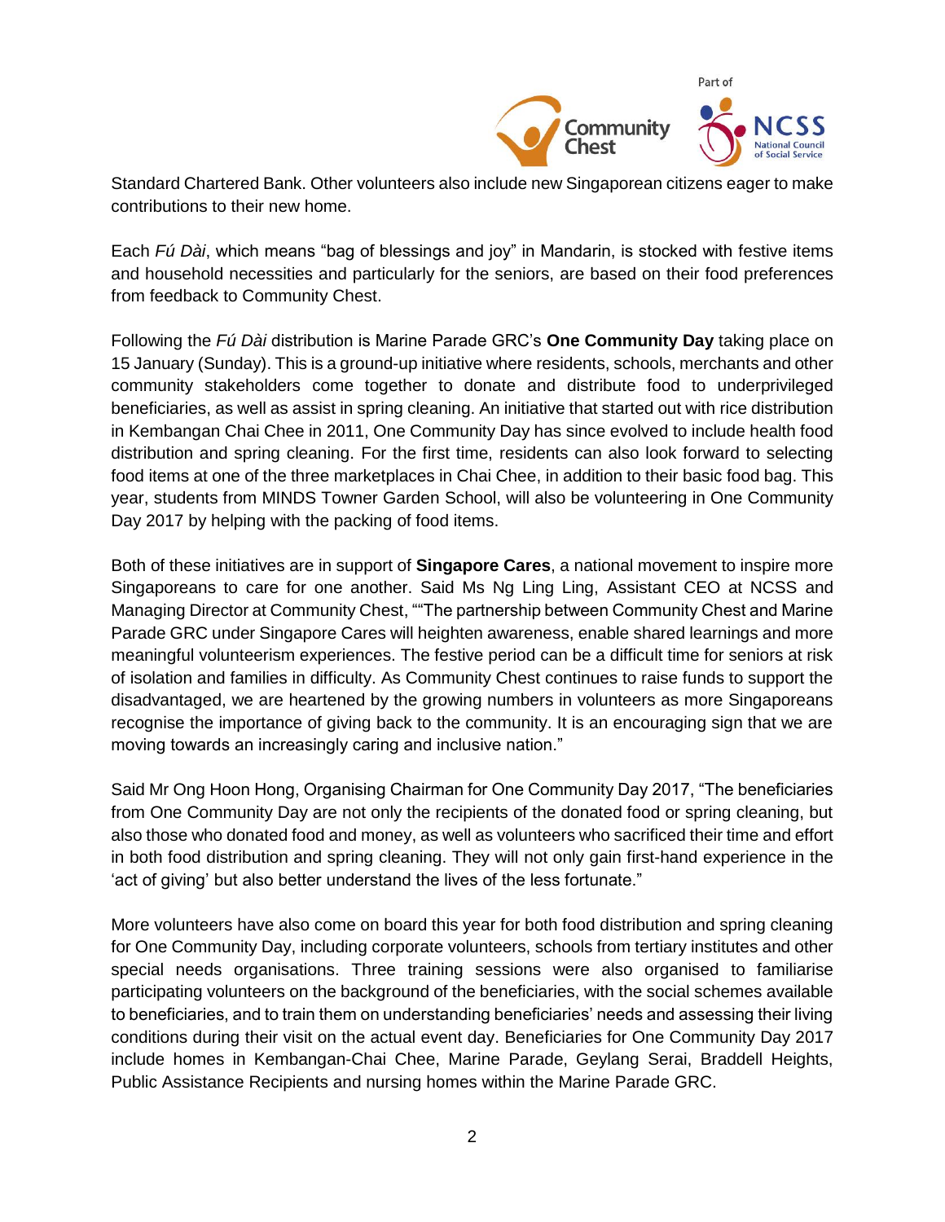Standard Chartered Bank. Other volunteers also include new Singaporean citizens eager to make contributions to their new home.

Each *Fú Dài*, which means "bag of blessings and joy" in Mandarin, is stocked with festive items and household necessities and particularly for the seniors, are based on their food preferences from feedback to Community Chest.

Following the *Fú Dài* distribution is Marine Parade GRC's **One Community Day** taking place on 15 January (Sunday). This is a ground-up initiative where residents, schools, merchants and other community stakeholders come together to donate and distribute food to underprivileged beneficiaries, as well as assist in spring cleaning. An initiative that started out with rice distribution in Kembangan Chai Chee in 2011, One Community Day has since evolved to include health food distribution and spring cleaning. For the first time, residents can also look forward to selecting food items at one of the three marketplaces in Chai Chee, in addition to their basic food bag. This year, students from MINDS Towner Garden School, will also be volunteering in One Community Day 2017 by helping with the packing of food items.

Both of these initiatives are in support of **Singapore Cares**, a national movement to inspire more Singaporeans to care for one another. Said Ms Ng Ling Ling, Assistant CEO at NCSS and Managing Director at Community Chest, ""The partnership between Community Chest and Marine Parade GRC under Singapore Cares will heighten awareness, enable shared learnings and more meaningful volunteerism experiences. The festive period can be a difficult time for seniors at risk of isolation and families in difficulty. As Community Chest continues to raise funds to support the disadvantaged, we are heartened by the growing numbers in volunteers as more Singaporeans recognise the importance of giving back to the community. It is an encouraging sign that we are moving towards an increasingly caring and inclusive nation."

Said Mr Ong Hoon Hong, Organising Chairman for One Community Day 2017, "The beneficiaries from One Community Day are not only the recipients of the donated food or spring cleaning, but also those who donated food and money, as well as volunteers who sacrificed their time and effort in both food distribution and spring cleaning. They will not only gain first-hand experience in the 'act of giving' but also better understand the lives of the less fortunate."

More volunteers have also come on board this year for both food distribution and spring cleaning for One Community Day, including corporate volunteers, schools from tertiary institutes and other special needs organisations. Three training sessions were also organised to familiarise participating volunteers on the background of the beneficiaries, with the social schemes available to beneficiaries, and to train them on understanding beneficiaries' needs and assessing their living conditions during their visit on the actual event day. Beneficiaries for One Community Day 2017 include homes in Kembangan-Chai Chee, Marine Parade, Geylang Serai, Braddell Heights, Public Assistance Recipients and nursing homes within the Marine Parade GRC.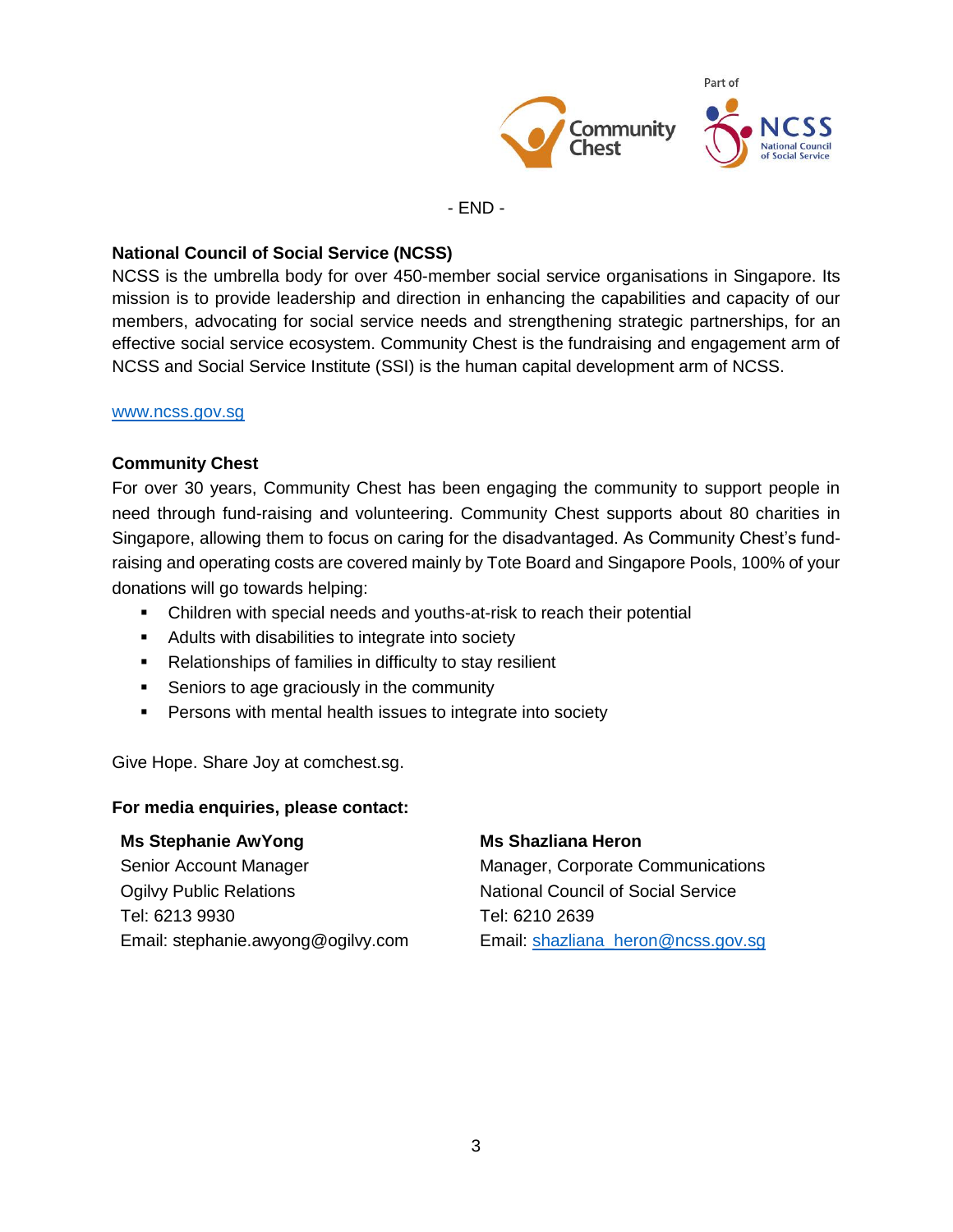- END -

**National Council of Social Service (NCSS)**
NCSS is the umbrella body for over 450-member social service organisations in Singapore. Its mission is to provide leadership and direction in enhancing the capabilities and capacity of our members, advocating for social service needs and strengthening strategic partnerships, for an effective social service ecosystem. Community Chest is the fundraising and engagement arm of NCSS and Social Service Institute (SSI) is the human capital development arm of NCSS.

www.ncss.gov.sg

**Community Chest**
For over 30 years, Community Chest has been engaging the community to support people in need through fund-raising and volunteering. Community Chest supports about 80 charities in Singapore, allowing them to focus on caring for the disadvantaged. As Community Chest's fund-raising and operating costs are covered mainly by Tote Board and Singapore Pools, 100% of your donations will go towards helping:

- Children with special needs and youths-at-risk to reach their potential
- Adults with disabilities to integrate into society
- Relationships of families in difficulty to stay resilient
- Seniors to age graciously in the community
- Persons with mental health issues to integrate into society

Give Hope. Share Joy at comchest.sg.

**For media enquiries, please contact:**

**Ms Stephanie AwYong**
Senior Account Manager
Ogilvy Public Relations
Tel: 6213 9930
Email: stephanie.awyong@ogilvy.com

**Ms Shazliana Heron**
Manager, Corporate Communications
National Council of Social Service
Tel: 6210 2639
Email: shazliana_heron@ncss.gov.sg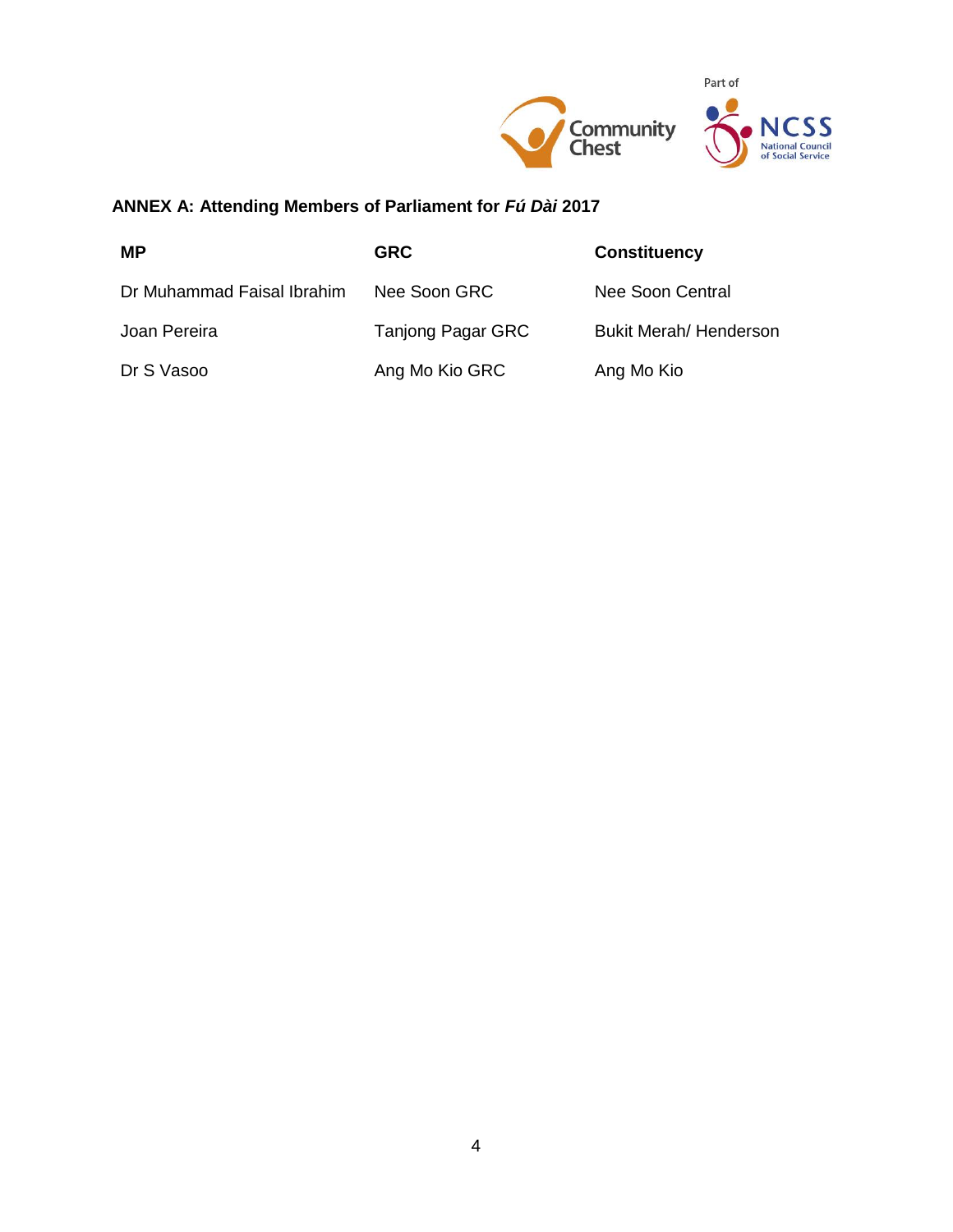**ANNEX A: Attending Members of Parliament for *Fú Dài* 2017**

| MP | GRC | Constituency |
|---|---|---|
| Dr Muhammad Faisal Ibrahim | Nee Soon GRC | Nee Soon Central |
| Joan Pereira | Tanjong Pagar GRC | Bukit Merah/ Henderson |
| Dr S Vasoo | Ang Mo Kio GRC | Ang Mo Kio |